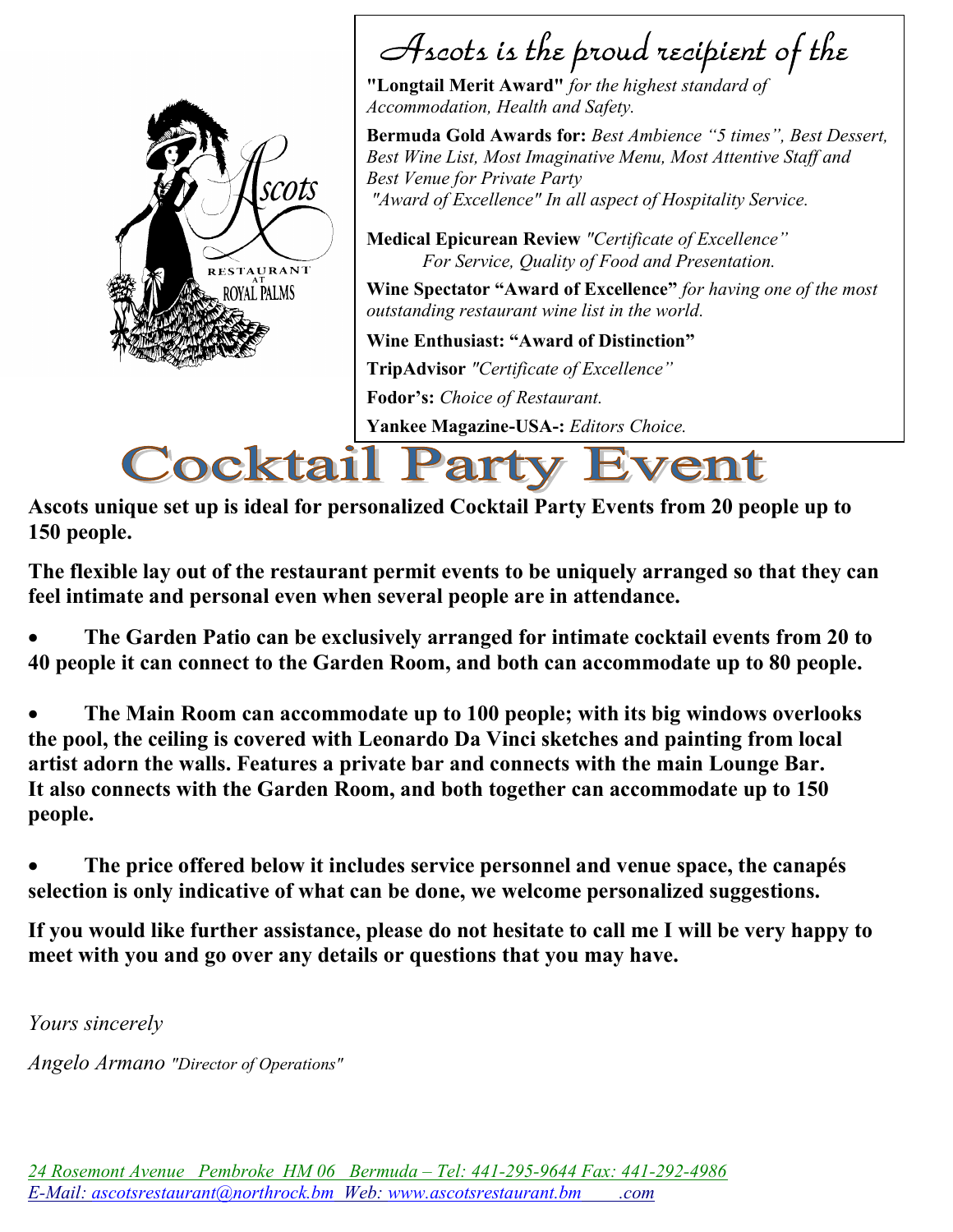## Ascots is the proud recipient of the

**"Longtail Merit Award"** *for the highest standard of Accommodation, Health and Safety.*

**Bermuda Gold Awards for:** *Best Ambience "5 times", Best Dessert, Best Wine List, Most Imaginative Menu, Most Attentive Staff and Best Venue for Private Party "Award of Excellence" In all aspect of Hospitality Service.*

**Medical Epicurean Review** *"Certificate of Excellence" For Service, Quality of Food and Presentation.*

**Wine Spectator "Award of Excellence"** *for having one of the most outstanding restaurant wine list in the world.*

**Wine Enthusiast: "Award of Distinction"**

**TripAdvisor** *"Certificate of Excellence"*

**Fodor's:** *Choice of Restaurant.*

**Yankee Magazine-USA-:** *Editors Choice.*

# Cocktail Party Event

**Ascots unique set up is ideal for personalized Cocktail Party Events from 20 people up to 150 people.**

**The flexible lay out of the restaurant permit events to be uniquely arranged so that they can feel intimate and personal even when several people are in attendance.**

- **The Garden Patio can be exclusively arranged for intimate cocktail events from 20 to 40 people it can connect to the Garden Room, and both can accommodate up to 80 people.**

- **The Main Room can accommodate up to 100 people; with its big windows overlooks the pool, the ceiling is covered with Leonardo Da Vinci sketches and painting from local artist adorn the walls. Features a private bar and connects with the main Lounge Bar. It also connects with the Garden Room, and both together can accommodate up to 150 people.**

- **The price offered below it includes service personnel and venue space, the canapés selection is only indicative of what can be done, we welcome personalized suggestions.**

**If you would like further assistance, please do not hesitate to call me I will be very happy to meet with you and go over any details or questions that you may have.**

*Yours sincerely*

*Angelo Armano "Director of Operations"*

*24 Rosemont Avenue Pembroke HM 06 Bermuda – Tel: 441-295-9644 Fax: 441-292-4986*
*E-Mail: ascotsrestaurant@northrock.bm Web: www.ascotsrestaurant.bm .com*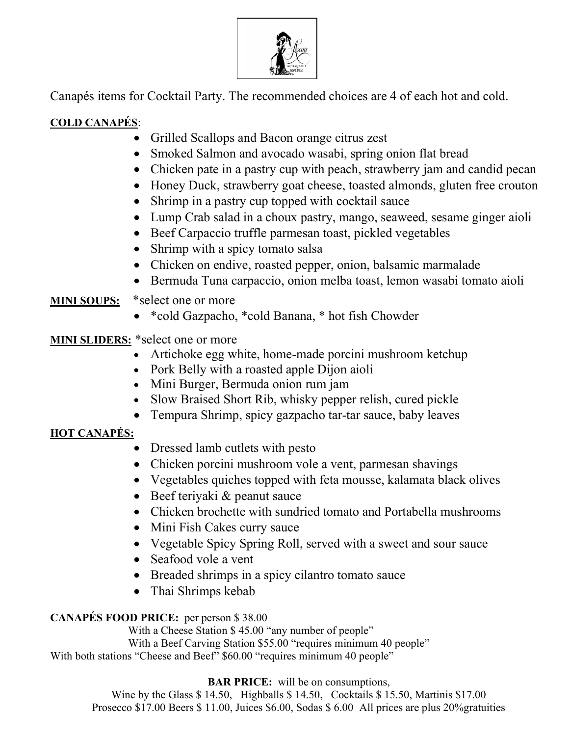Canapés items for Cocktail Party. The recommended choices are 4 of each hot and cold.

**COLD CANAPÉS**:

- Grilled Scallops and Bacon orange citrus zest
- Smoked Salmon and avocado wasabi, spring onion flat bread
- Chicken pate in a pastry cup with peach, strawberry jam and candid pecan
- Honey Duck, strawberry goat cheese, toasted almonds, gluten free crouton
- Shrimp in a pastry cup topped with cocktail sauce
- Lump Crab salad in a choux pastry, mango, seaweed, sesame ginger aioli
- Beef Carpaccio truffle parmesan toast, pickled vegetables
- Shrimp with a spicy tomato salsa
- Chicken on endive, roasted pepper, onion, balsamic marmalade
- Bermuda Tuna carpaccio, onion melba toast, lemon wasabi tomato aioli

**MINI SOUPS:** *select one or more

- *cold Gazpacho, *cold Banana, * hot fish Chowder

**MINI SLIDERS:** *select one or more

- Artichoke egg white, home-made porcini mushroom ketchup
- Pork Belly with a roasted apple Dijon aioli
- Mini Burger, Bermuda onion rum jam
- Slow Braised Short Rib, whisky pepper relish, cured pickle
- Tempura Shrimp, spicy gazpacho tar-tar sauce, baby leaves

**HOT CANAPÉS:**

- Dressed lamb cutlets with pesto
- Chicken porcini mushroom vole a vent, parmesan shavings
- Vegetables quiches topped with feta mousse, kalamata black olives
- Beef teriyaki & peanut sauce
- Chicken brochette with sundried tomato and Portabella mushrooms
- Mini Fish Cakes curry sauce
- Vegetable Spicy Spring Roll, served with a sweet and sour sauce
- Seafood vole a vent
- Breaded shrimps in a spicy cilantro tomato sauce
- Thai Shrimps kebab

**CANAPÉS FOOD PRICE:** per person $ 38.00
With a Cheese Station $ 45.00 "any number of people"
With a Beef Carving Station $55.00 "requires minimum 40 people"
With both stations "Cheese and Beef" $60.00 "requires minimum 40 people"

**BAR PRICE:** will be on consumptions,
Wine by the Glass $ 14.50, Highballs $ 14.50, Cocktails $ 15.50, Martinis $17.00
Prosecco $17.00 Beers $ 11.00, Juices $6.00, Sodas $ 6.00 All prices are plus 20%gratuities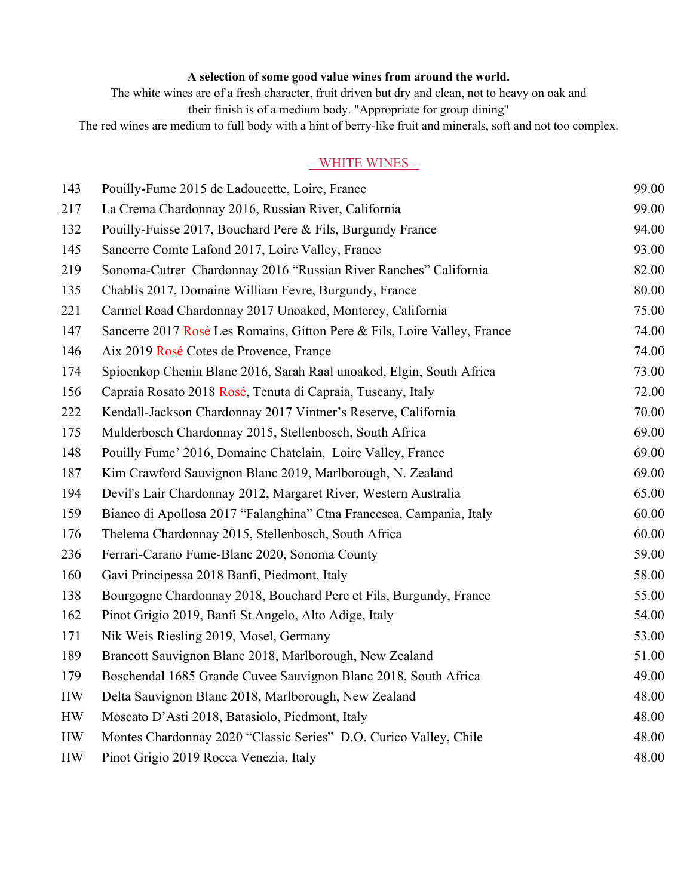**A selection of some good value wines from around the world.**

The white wines are of a fresh character, fruit driven but dry and clean, not to heavy on oak and their finish is of a medium body. "Appropriate for group dining"

The red wines are medium to full body with a hint of berry-like fruit and minerals, soft and not too complex.

## – WHITE WINES –

| | | |
|---|---|---|
| 143 | Pouilly-Fume 2015 de Ladoucette, Loire, France | 99.00 |
| 217 | La Crema Chardonnay 2016, Russian River, California | 99.00 |
| 132 | Pouilly-Fuisse 2017, Bouchard Pere & Fils, Burgundy France | 94.00 |
| 145 | Sancerre Comte Lafond 2017, Loire Valley, France | 93.00 |
| 219 | Sonoma-Cutrer Chardonnay 2016 "Russian River Ranches" California | 82.00 |
| 135 | Chablis 2017, Domaine William Fevre, Burgundy, France | 80.00 |
| 221 | Carmel Road Chardonnay 2017 Unoaked, Monterey, California | 75.00 |
| 147 | Sancerre 2017 Rosé Les Romains, Gitton Pere & Fils, Loire Valley, France | 74.00 |
| 146 | Aix 2019 Rosé Cotes de Provence, France | 74.00 |
| 174 | Spioenkop Chenin Blanc 2016, Sarah Raal unoaked, Elgin, South Africa | 73.00 |
| 156 | Capraia Rosato 2018 Rosé, Tenuta di Capraia, Tuscany, Italy | 72.00 |
| 222 | Kendall-Jackson Chardonnay 2017 Vintner's Reserve, California | 70.00 |
| 175 | Mulderbosch Chardonnay 2015, Stellenbosch, South Africa | 69.00 |
| 148 | Pouilly Fume' 2016, Domaine Chatelain, Loire Valley, France | 69.00 |
| 187 | Kim Crawford Sauvignon Blanc 2019, Marlborough, N. Zealand | 69.00 |
| 194 | Devil's Lair Chardonnay 2012, Margaret River, Western Australia | 65.00 |
| 159 | Bianco di Apollosa 2017 "Falanghina" Ctna Francesca, Campania, Italy | 60.00 |
| 176 | Thelema Chardonnay 2015, Stellenbosch, South Africa | 60.00 |
| 236 | Ferrari-Carano Fume-Blanc 2020, Sonoma County | 59.00 |
| 160 | Gavi Principessa 2018 Banfi, Piedmont, Italy | 58.00 |
| 138 | Bourgogne Chardonnay 2018, Bouchard Pere et Fils, Burgundy, France | 55.00 |
| 162 | Pinot Grigio 2019, Banfi St Angelo, Alto Adige, Italy | 54.00 |
| 171 | Nik Weis Riesling 2019, Mosel, Germany | 53.00 |
| 189 | Brancott Sauvignon Blanc 2018, Marlborough, New Zealand | 51.00 |
| 179 | Boschendal 1685 Grande Cuvee Sauvignon Blanc 2018, South Africa | 49.00 |
| HW | Delta Sauvignon Blanc 2018, Marlborough, New Zealand | 48.00 |
| HW | Moscato D'Asti 2018, Batasiolo, Piedmont, Italy | 48.00 |
| HW | Montes Chardonnay 2020 "Classic Series" D.O. Curico Valley, Chile | 48.00 |
| HW | Pinot Grigio 2019 Rocca Venezia, Italy | 48.00 |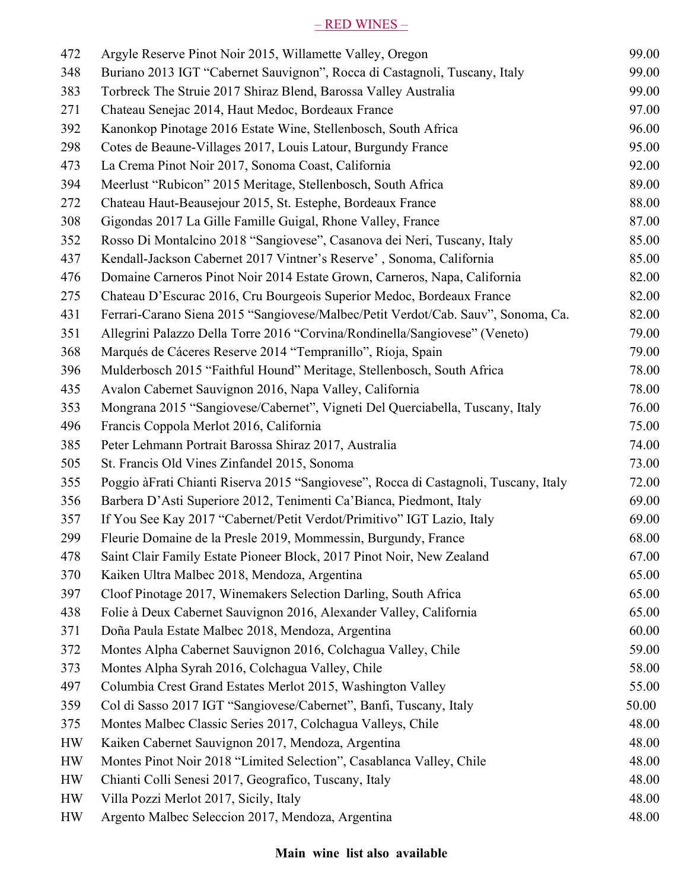## – RED WINES –

| | | |
|---|---|---|
| 472 | Argyle Reserve Pinot Noir 2015, Willamette Valley, Oregon | 99.00 |
| 348 | Buriano 2013 IGT “Cabernet Sauvignon”, Rocca di Castagnoli, Tuscany, Italy | 99.00 |
| 383 | Torbreck The Struie 2017 Shiraz Blend, Barossa Valley Australia | 99.00 |
| 271 | Chateau Senejac 2014, Haut Medoc, Bordeaux France | 97.00 |
| 392 | Kanonkop Pinotage 2016 Estate Wine, Stellenbosch, South Africa | 96.00 |
| 298 | Cotes de Beaune-Villages 2017, Louis Latour, Burgundy France | 95.00 |
| 473 | La Crema Pinot Noir 2017, Sonoma Coast, California | 92.00 |
| 394 | Meerlust “Rubicon” 2015 Meritage, Stellenbosch, South Africa | 89.00 |
| 272 | Chateau Haut-Beausejour 2015, St. Estephe, Bordeaux France | 88.00 |
| 308 | Gigondas 2017 La Gille Famille Guigal, Rhone Valley, France | 87.00 |
| 352 | Rosso Di Montalcino 2018 “Sangiovese”, Casanova dei Neri, Tuscany, Italy | 85.00 |
| 437 | Kendall-Jackson Cabernet 2017 Vintner’s Reserve’ , Sonoma, California | 85.00 |
| 476 | Domaine Carneros Pinot Noir 2014 Estate Grown, Carneros, Napa, California | 82.00 |
| 275 | Chateau D’Escurac 2016, Cru Bourgeois Superior Medoc, Bordeaux France | 82.00 |
| 431 | Ferrari-Carano Siena 2015 “Sangiovese/Malbec/Petit Verdot/Cab. Sauv”, Sonoma, Ca. | 82.00 |
| 351 | Allegrini Palazzo Della Torre 2016 “Corvina/Rondinella/Sangiovese” (Veneto) | 79.00 |
| 368 | Marqués de Cáceres Reserve 2014 “Tempranillo”, Rioja, Spain | 79.00 |
| 396 | Mulderbosch 2015 “Faithful Hound” Meritage, Stellenbosch, South Africa | 78.00 |
| 435 | Avalon Cabernet Sauvignon 2016, Napa Valley, California | 78.00 |
| 353 | Mongrana 2015 “Sangiovese/Cabernet”, Vigneti Del Querciabella, Tuscany, Italy | 76.00 |
| 496 | Francis Coppola Merlot 2016, California | 75.00 |
| 385 | Peter Lehmann Portrait Barossa Shiraz 2017, Australia | 74.00 |
| 505 | St. Francis Old Vines Zinfandel 2015, Sonoma | 73.00 |
| 355 | Poggio àFrati Chianti Riserva 2015 “Sangiovese”, Rocca di Castagnoli, Tuscany, Italy | 72.00 |
| 356 | Barbera D’Asti Superiore 2012, Tenimenti Ca’Bianca, Piedmont, Italy | 69.00 |
| 357 | If You See Kay 2017 “Cabernet/Petit Verdot/Primitivo” IGT Lazio, Italy | 69.00 |
| 299 | Fleurie Domaine de la Presle 2019, Mommessin, Burgundy, France | 68.00 |
| 478 | Saint Clair Family Estate Pioneer Block, 2017 Pinot Noir, New Zealand | 67.00 |
| 370 | Kaiken Ultra Malbec 2018, Mendoza, Argentina | 65.00 |
| 397 | Cloof Pinotage 2017, Winemakers Selection Darling, South Africa | 65.00 |
| 438 | Folie à Deux Cabernet Sauvignon 2016, Alexander Valley, California | 65.00 |
| 371 | Doña Paula Estate Malbec 2018, Mendoza, Argentina | 60.00 |
| 372 | Montes Alpha Cabernet Sauvignon 2016, Colchagua Valley, Chile | 59.00 |
| 373 | Montes Alpha Syrah 2016, Colchagua Valley, Chile | 58.00 |
| 497 | Columbia Crest Grand Estates Merlot 2015, Washington Valley | 55.00 |
| 359 | Col di Sasso 2017 IGT “Sangiovese/Cabernet”, Banfi, Tuscany, Italy | 50.00 |
| 375 | Montes Malbec Classic Series 2017, Colchagua Valleys, Chile | 48.00 |
| HW | Kaiken Cabernet Sauvignon 2017, Mendoza, Argentina | 48.00 |
| HW | Montes Pinot Noir 2018 “Limited Selection”, Casablanca Valley, Chile | 48.00 |
| HW | Chianti Colli Senesi 2017, Geografico, Tuscany, Italy | 48.00 |
| HW | Villa Pozzi Merlot 2017, Sicily, Italy | 48.00 |
| HW | Argento Malbec Seleccion 2017, Mendoza, Argentina | 48.00 |

**Main wine list also available**